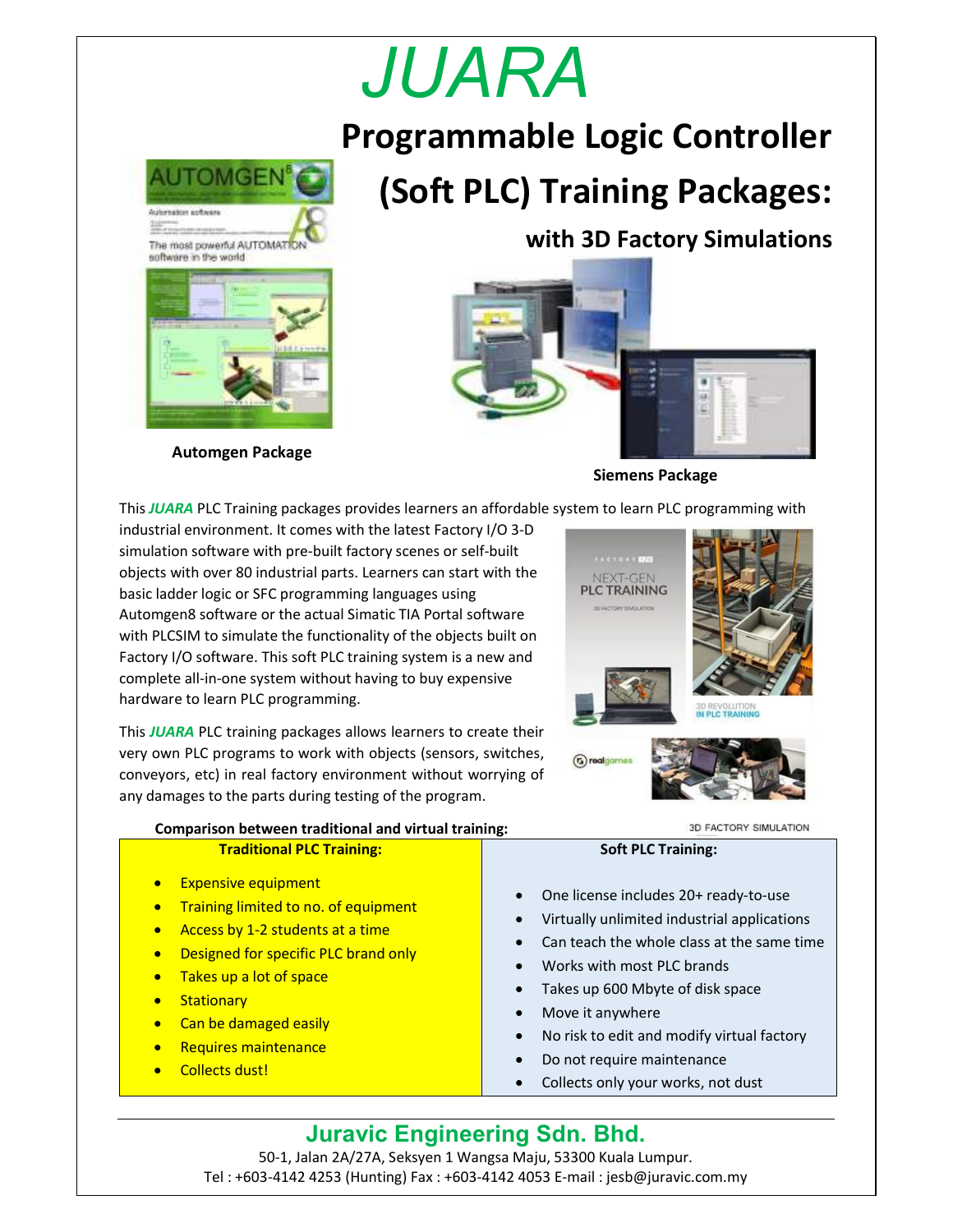# JUARA

## Programmable Logic Controller (Soft PLC) Training Packages:

### with 3D Factory Simulations

**Automgen Package**

**Siemens Package**

This ***JUARA*** PLC Training packages provides learners an affordable system to learn PLC programming with industrial environment. It comes with the latest Factory I/O 3-D simulation software with pre-built factory scenes or self-built objects with over 80 industrial parts. Learners can start with the basic ladder logic or SFC programming languages using Automgen8 software or the actual Simatic TIA Portal software with PLCSIM to simulate the functionality of the objects built on Factory I/O software. This soft PLC training system is a new and complete all-in-one system without having to buy expensive hardware to learn PLC programming.

This ***JUARA*** PLC training packages allows learners to create their very own PLC programs to work with objects (sensors, switches, conveyors, etc) in real factory environment without worrying of any damages to the parts during testing of the program.

**Comparison between traditional and virtual training:**

| Traditional PLC Training: | Soft PLC Training: |
| --- | --- |
| • Expensive equipment | • One license includes 20+ ready-to-use |
| • Training limited to no. of equipment | • Virtually unlimited industrial applications |
| • Access by 1-2 students at a time | • Can teach the whole class at the same time |
| • Designed for specific PLC brand only | • Works with most PLC brands |
| • Takes up a lot of space | • Takes up 600 Mbyte of disk space |
| • Stationary | • Move it anywhere |
| • Can be damaged easily | • No risk to edit and modify virtual factory |
| • Requires maintenance | • Do not require maintenance |
| • Collects dust! | • Collects only your works, not dust |

## Juravic Engineering Sdn. Bhd.

50-1, Jalan 2A/27A, Seksyen 1 Wangsa Maju, 53300 Kuala Lumpur.
Tel : +603-4142 4253 (Hunting) Fax : +603-4142 4053 E-mail : jesb@juravic.com.my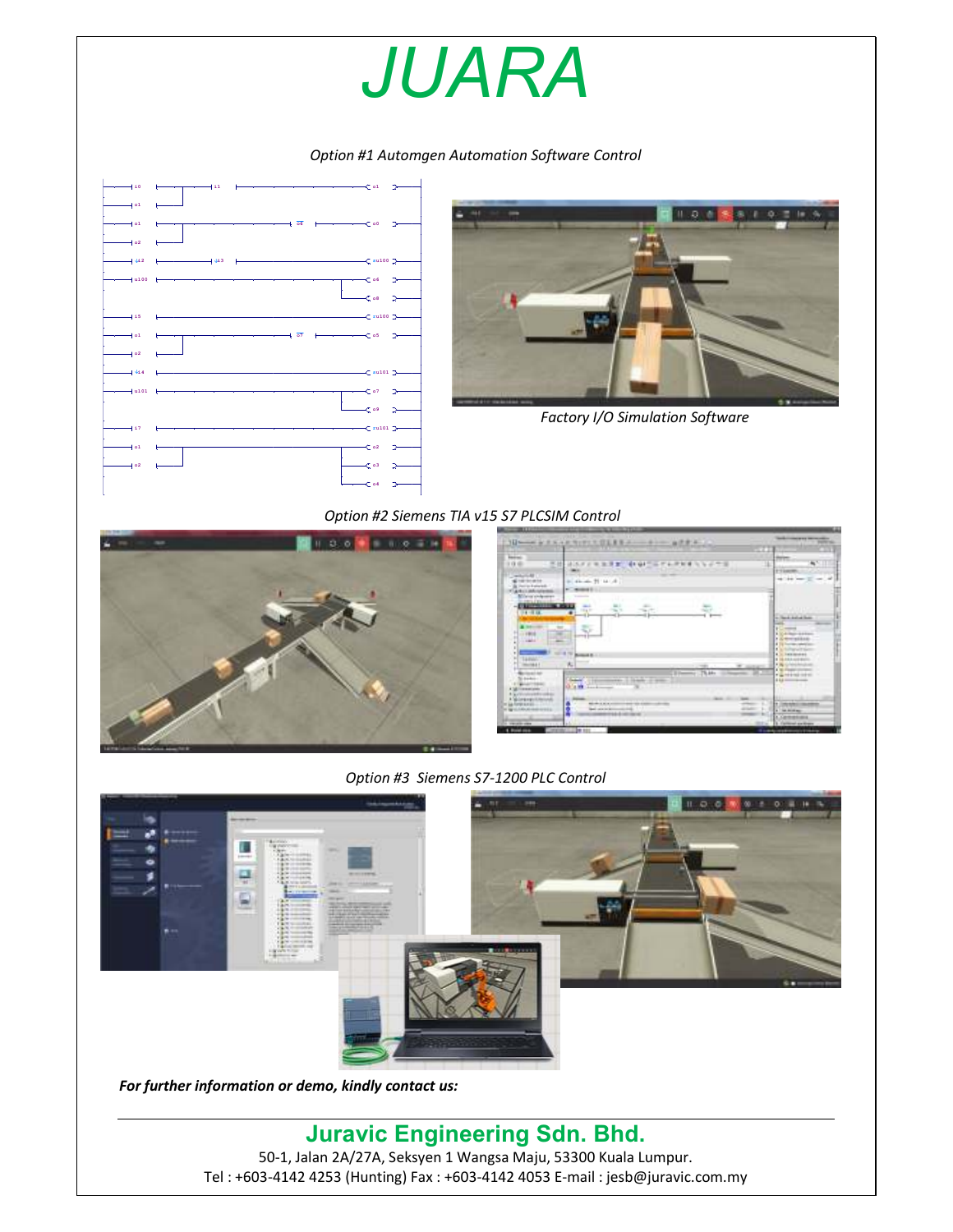# JUARA

*Option #1 Automgen Automation Software Control*

*Factory I/O Simulation Software*

*Option #2 Siemens TIA v15 S7 PLCSIM Control*

*Option #3 Siemens S7-1200 PLC Control*

***For further information or demo, kindly contact us:***

## Juravic Engineering Sdn. Bhd.

50-1, Jalan 2A/27A, Seksyen 1 Wangsa Maju, 53300 Kuala Lumpur.
Tel : +603-4142 4253 (Hunting) Fax : +603-4142 4053 E-mail : jesb@juravic.com.my